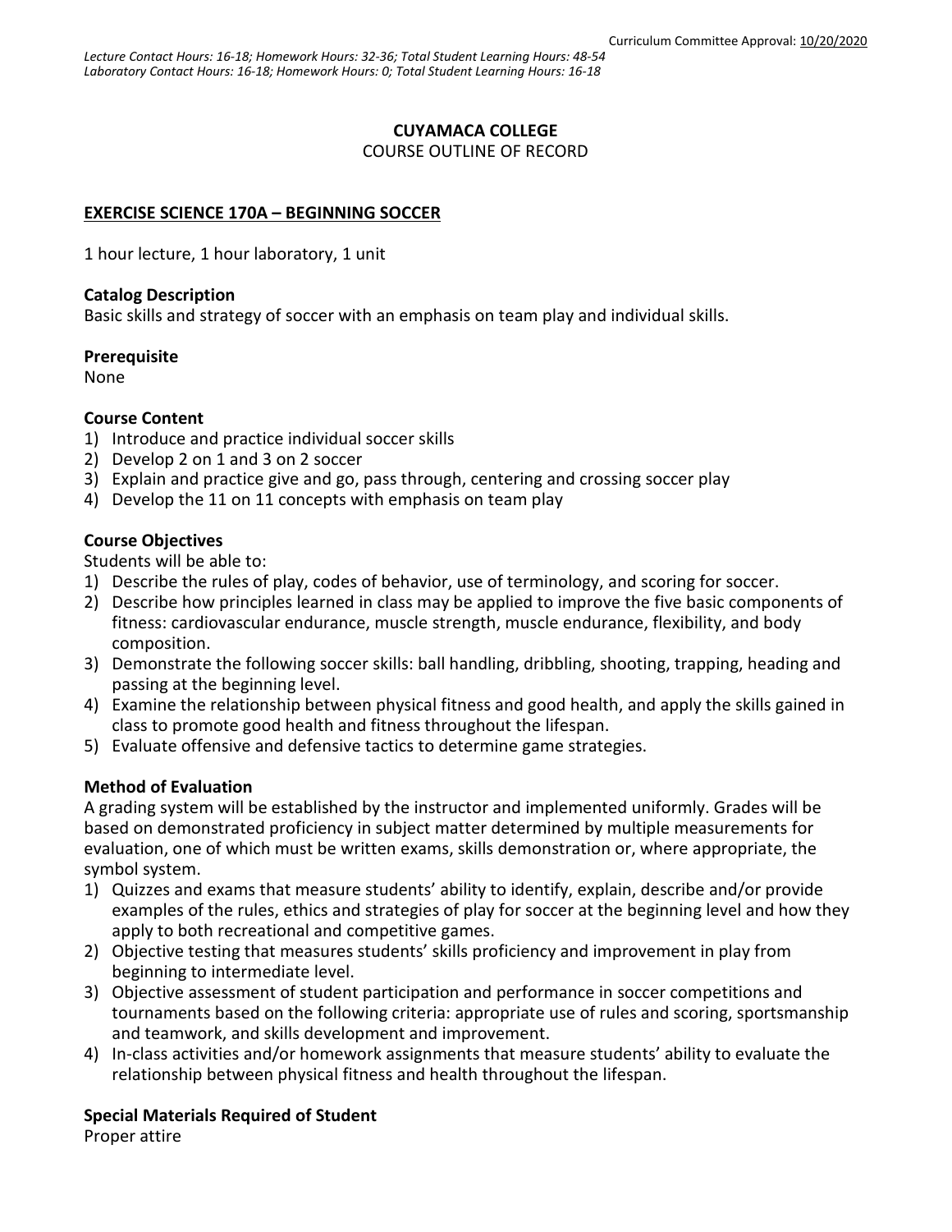Curriculum Committee Approval: 10/20/2020

*Lecture Contact Hours: 16-18; Homework Hours: 32-36; Total Student Learning Hours: 48-54*
*Laboratory Contact Hours: 16-18; Homework Hours: 0; Total Student Learning Hours: 16-18*

# CUYAMACA COLLEGE
COURSE OUTLINE OF RECORD

## EXERCISE SCIENCE 170A – BEGINNING SOCCER

1 hour lecture, 1 hour laboratory, 1 unit

### Catalog Description
Basic skills and strategy of soccer with an emphasis on team play and individual skills.

### Prerequisite
None

### Course Content
1) Introduce and practice individual soccer skills
2) Develop 2 on 1 and 3 on 2 soccer
3) Explain and practice give and go, pass through, centering and crossing soccer play
4) Develop the 11 on 11 concepts with emphasis on team play

### Course Objectives
Students will be able to:
1) Describe the rules of play, codes of behavior, use of terminology, and scoring for soccer.
2) Describe how principles learned in class may be applied to improve the five basic components of fitness: cardiovascular endurance, muscle strength, muscle endurance, flexibility, and body composition.
3) Demonstrate the following soccer skills: ball handling, dribbling, shooting, trapping, heading and passing at the beginning level.
4) Examine the relationship between physical fitness and good health, and apply the skills gained in class to promote good health and fitness throughout the lifespan.
5) Evaluate offensive and defensive tactics to determine game strategies.

### Method of Evaluation
A grading system will be established by the instructor and implemented uniformly. Grades will be based on demonstrated proficiency in subject matter determined by multiple measurements for evaluation, one of which must be written exams, skills demonstration or, where appropriate, the symbol system.
1) Quizzes and exams that measure students' ability to identify, explain, describe and/or provide examples of the rules, ethics and strategies of play for soccer at the beginning level and how they apply to both recreational and competitive games.
2) Objective testing that measures students' skills proficiency and improvement in play from beginning to intermediate level.
3) Objective assessment of student participation and performance in soccer competitions and tournaments based on the following criteria: appropriate use of rules and scoring, sportsmanship and teamwork, and skills development and improvement.
4) In-class activities and/or homework assignments that measure students' ability to evaluate the relationship between physical fitness and health throughout the lifespan.

### Special Materials Required of Student
Proper attire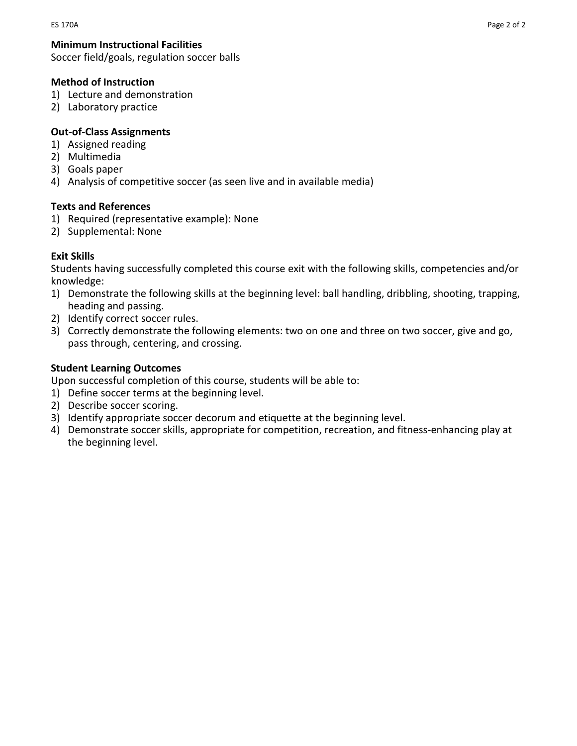### Minimum Instructional Facilities

Soccer field/goals, regulation soccer balls

### Method of Instruction

1) Lecture and demonstration
2) Laboratory practice

### Out-of-Class Assignments

1) Assigned reading
2) Multimedia
3) Goals paper
4) Analysis of competitive soccer (as seen live and in available media)

### Texts and References

1) Required (representative example): None
2) Supplemental: None

### Exit Skills

Students having successfully completed this course exit with the following skills, competencies and/or knowledge:

1) Demonstrate the following skills at the beginning level: ball handling, dribbling, shooting, trapping, heading and passing.
2) Identify correct soccer rules.
3) Correctly demonstrate the following elements: two on one and three on two soccer, give and go, pass through, centering, and crossing.

### Student Learning Outcomes

Upon successful completion of this course, students will be able to:

1) Define soccer terms at the beginning level.
2) Describe soccer scoring.
3) Identify appropriate soccer decorum and etiquette at the beginning level.
4) Demonstrate soccer skills, appropriate for competition, recreation, and fitness-enhancing play at the beginning level.